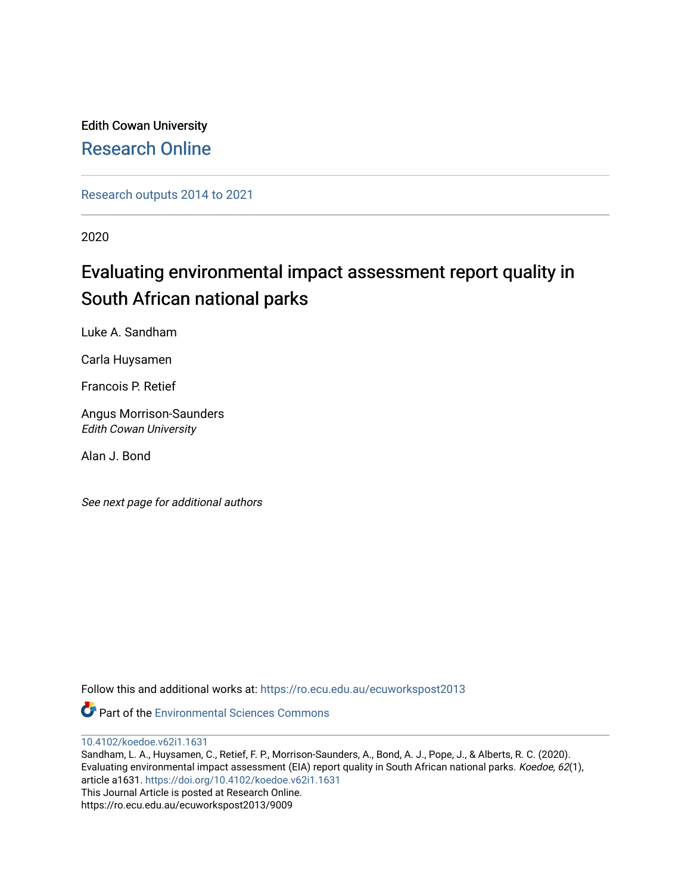Edith Cowan University

Research Online

Research outputs 2014 to 2021

2020

# Evaluating environmental impact assessment report quality in South African national parks

Luke A. Sandham

Carla Huysamen

Francois P. Retief

Angus Morrison-Saunders
*Edith Cowan University*

Alan J. Bond

*See next page for additional authors*

Follow this and additional works at: https://ro.ecu.edu.au/ecuworkspost2013

Part of the Environmental Sciences Commons

10.4102/koedoe.v62i1.1631

Sandham, L. A., Huysamen, C., Retief, F. P., Morrison-Saunders, A., Bond, A. J., Pope, J., & Alberts, R. C. (2020). Evaluating environmental impact assessment (EIA) report quality in South African national parks. *Koedoe, 62*(1), article a1631. https://doi.org/10.4102/koedoe.v62i1.1631

This Journal Article is posted at Research Online.

https://ro.ecu.edu.au/ecuworkspost2013/9009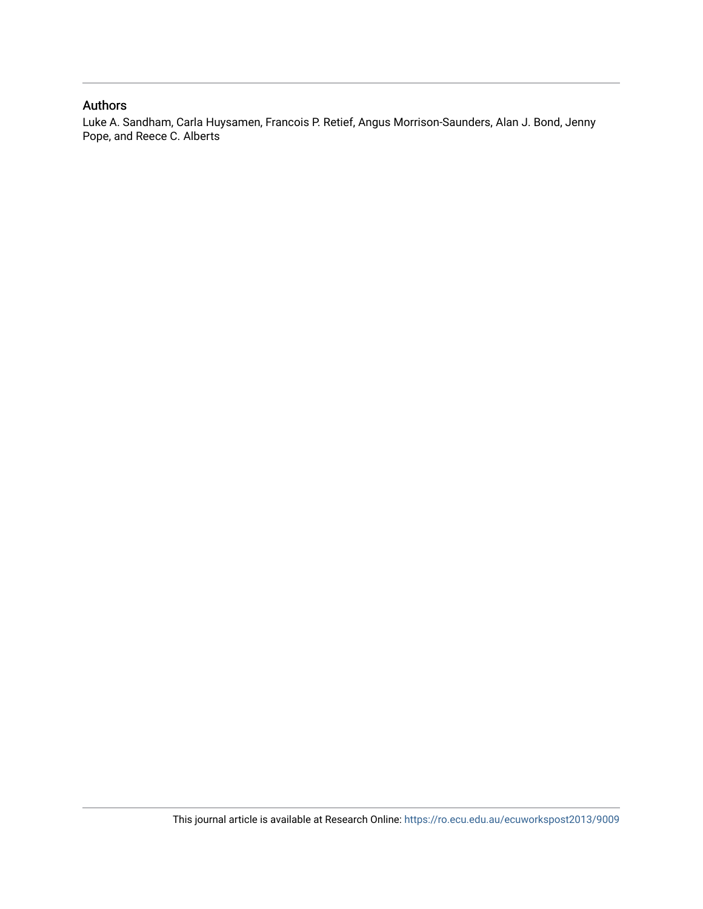## Authors

Luke A. Sandham, Carla Huysamen, Francois P. Retief, Angus Morrison-Saunders, Alan J. Bond, Jenny Pope, and Reece C. Alberts

This journal article is available at Research Online: https://ro.ecu.edu.au/ecuworkspost2013/9009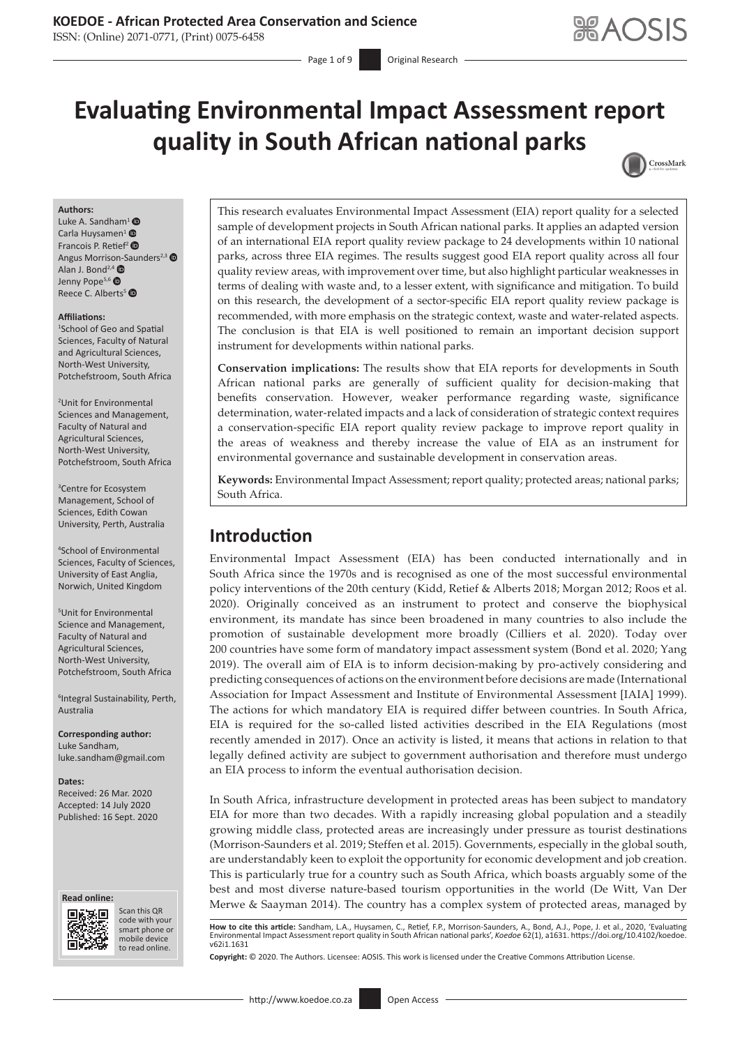# Evaluating Environmental Impact Assessment report quality in South African national parks

**Authors:**
Luke A. Sandham[1]
Carla Huysamen[1]
Francois P. Retief[2]
Angus Morrison-Saunders[2,3]
Alan J. Bond[2,4]
Jenny Pope[5,6]
Reece C. Alberts[5]

**Affiliations:**
[1]School of Geo and Spatial Sciences, Faculty of Natural and Agricultural Sciences, North-West University, Potchefstroom, South Africa

[2]Unit for Environmental Sciences and Management, Faculty of Natural and Agricultural Sciences, North-West University, Potchefstroom, South Africa

[3]Centre for Ecosystem Management, School of Sciences, Edith Cowan University, Perth, Australia

[4]School of Environmental Sciences, Faculty of Sciences, University of East Anglia, Norwich, United Kingdom

[5]Unit for Environmental Science and Management, Faculty of Natural and Agricultural Sciences, North-West University, Potchefstroom, South Africa

[6]Integral Sustainability, Perth, Australia

**Corresponding author:**
Luke Sandham,
luke.sandham@gmail.com

**Dates:**
Received: 26 Mar. 2020
Accepted: 14 July 2020
Published: 16 Sept. 2020

**Read online:**
Scan this QR code with your smart phone or mobile device to read online.

This research evaluates Environmental Impact Assessment (EIA) report quality for a selected sample of development projects in South African national parks. It applies an adapted version of an international EIA report quality review package to 24 developments within 10 national parks, across three EIA regimes. The results suggest good EIA report quality across all four quality review areas, with improvement over time, but also highlight particular weaknesses in terms of dealing with waste and, to a lesser extent, with significance and mitigation. To build on this research, the development of a sector-specific EIA report quality review package is recommended, with more emphasis on the strategic context, waste and water-related aspects. The conclusion is that EIA is well positioned to remain an important decision support instrument for developments within national parks.

**Conservation implications:** The results show that EIA reports for developments in South African national parks are generally of sufficient quality for decision-making that benefits conservation. However, weaker performance regarding waste, significance determination, water-related impacts and a lack of consideration of strategic context requires a conservation-specific EIA report quality review package to improve report quality in the areas of weakness and thereby increase the value of EIA as an instrument for environmental governance and sustainable development in conservation areas.

**Keywords:** Environmental Impact Assessment; report quality; protected areas; national parks; South Africa.

## Introduction

Environmental Impact Assessment (EIA) has been conducted internationally and in South Africa since the 1970s and is recognised as one of the most successful environmental policy interventions of the 20th century (Kidd, Retief & Alberts 2018; Morgan 2012; Roos et al. 2020). Originally conceived as an instrument to protect and conserve the biophysical environment, its mandate has since been broadened in many countries to also include the promotion of sustainable development more broadly (Cilliers et al. 2020). Today over 200 countries have some form of mandatory impact assessment system (Bond et al. 2020; Yang 2019). The overall aim of EIA is to inform decision-making by pro-actively considering and predicting consequences of actions on the environment before decisions are made (International Association for Impact Assessment and Institute of Environmental Assessment [IAIA] 1999). The actions for which mandatory EIA is required differ between countries. In South Africa, EIA is required for the so-called listed activities described in the EIA Regulations (most recently amended in 2017). Once an activity is listed, it means that actions in relation to that legally defined activity are subject to government authorisation and therefore must undergo an EIA process to inform the eventual authorisation decision.

In South Africa, infrastructure development in protected areas has been subject to mandatory EIA for more than two decades. With a rapidly increasing global population and a steadily growing middle class, protected areas are increasingly under pressure as tourist destinations (Morrison-Saunders et al. 2019; Steffen et al. 2015). Governments, especially in the global south, are understandably keen to exploit the opportunity for economic development and job creation. This is particularly true for a country such as South Africa, which boasts arguably some of the best and most diverse nature-based tourism opportunities in the world (De Witt, Van Der Merwe & Saayman 2014). The country has a complex system of protected areas, managed by

**How to cite this article:** Sandham, L.A., Huysamen, C., Retief, F.P., Morrison-Saunders, A., Bond, A.J., Pope, J. et al., 2020, 'Evaluating Environmental Impact Assessment report quality in South African national parks', *Koedoe* 62(1), a1631. https://doi.org/10.4102/koedoe.v62i1.1631

**Copyright:** © 2020. The Authors. Licensee: AOSIS. This work is licensed under the Creative Commons Attribution License.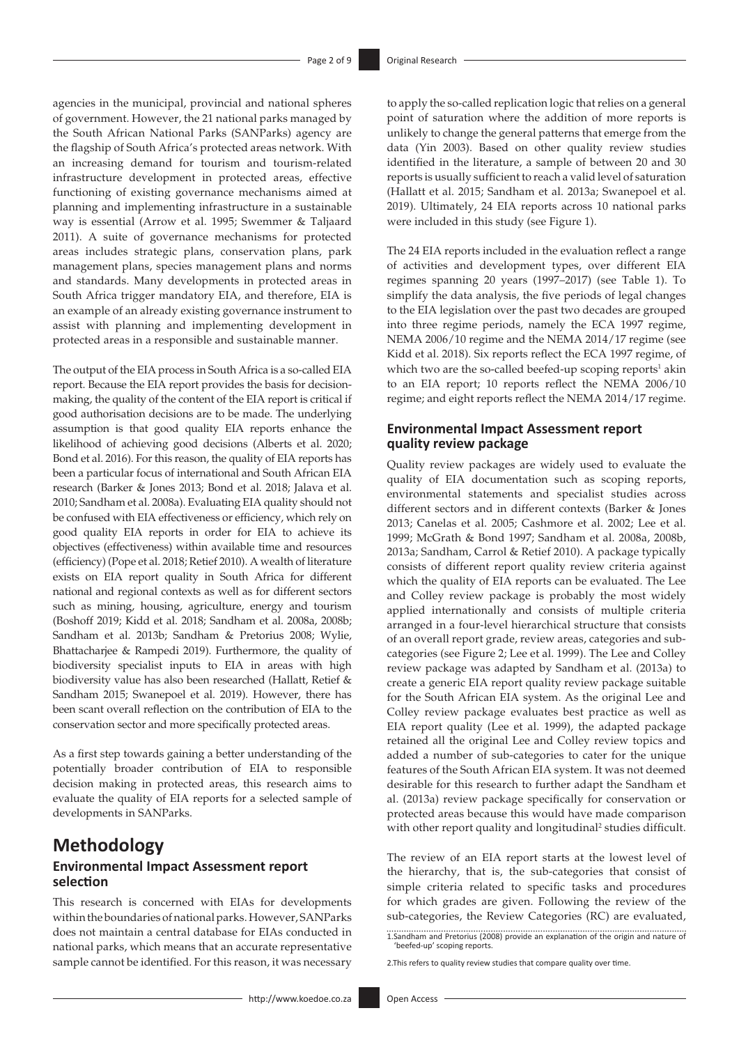agencies in the municipal, provincial and national spheres of government. However, the 21 national parks managed by the South African National Parks (SANParks) agency are the flagship of South Africa's protected areas network. With an increasing demand for tourism and tourism-related infrastructure development in protected areas, effective functioning of existing governance mechanisms aimed at planning and implementing infrastructure in a sustainable way is essential (Arrow et al. 1995; Swemmer & Taljaard 2011). A suite of governance mechanisms for protected areas includes strategic plans, conservation plans, park management plans, species management plans and norms and standards. Many developments in protected areas in South Africa trigger mandatory EIA, and therefore, EIA is an example of an already existing governance instrument to assist with planning and implementing development in protected areas in a responsible and sustainable manner.

The output of the EIA process in South Africa is a so-called EIA report. Because the EIA report provides the basis for decision-making, the quality of the content of the EIA report is critical if good authorisation decisions are to be made. The underlying assumption is that good quality EIA reports enhance the likelihood of achieving good decisions (Alberts et al. 2020; Bond et al. 2016). For this reason, the quality of EIA reports has been a particular focus of international and South African EIA research (Barker & Jones 2013; Bond et al. 2018; Jalava et al. 2010; Sandham et al. 2008a). Evaluating EIA quality should not be confused with EIA effectiveness or efficiency, which rely on good quality EIA reports in order for EIA to achieve its objectives (effectiveness) within available time and resources (efficiency) (Pope et al. 2018; Retief 2010). A wealth of literature exists on EIA report quality in South Africa for different national and regional contexts as well as for different sectors such as mining, housing, agriculture, energy and tourism (Boshoff 2019; Kidd et al. 2018; Sandham et al. 2008a, 2008b; Sandham et al. 2013b; Sandham & Pretorius 2008; Wylie, Bhattacharjee & Rampedi 2019). Furthermore, the quality of biodiversity specialist inputs to EIA in areas with high biodiversity value has also been researched (Hallatt, Retief & Sandham 2015; Swanepoel et al. 2019). However, there has been scant overall reflection on the contribution of EIA to the conservation sector and more specifically protected areas.

As a first step towards gaining a better understanding of the potentially broader contribution of EIA to responsible decision making in protected areas, this research aims to evaluate the quality of EIA reports for a selected sample of developments in SANParks.

# Methodology

## Environmental Impact Assessment report selection

This research is concerned with EIAs for developments within the boundaries of national parks. However, SANParks does not maintain a central database for EIAs conducted in national parks, which means that an accurate representative sample cannot be identified. For this reason, it was necessary to apply the so-called replication logic that relies on a general point of saturation where the addition of more reports is unlikely to change the general patterns that emerge from the data (Yin 2003). Based on other quality review studies identified in the literature, a sample of between 20 and 30 reports is usually sufficient to reach a valid level of saturation (Hallatt et al. 2015; Sandham et al. 2013a; Swanepoel et al. 2019). Ultimately, 24 EIA reports across 10 national parks were included in this study (see Figure 1).

The 24 EIA reports included in the evaluation reflect a range of activities and development types, over different EIA regimes spanning 20 years (1997–2017) (see Table 1). To simplify the data analysis, the five periods of legal changes to the EIA legislation over the past two decades are grouped into three regime periods, namely the ECA 1997 regime, NEMA 2006/10 regime and the NEMA 2014/17 regime (see Kidd et al. 2018). Six reports reflect the ECA 1997 regime, of which two are the so-called beefed-up scoping reports[1] akin to an EIA report; 10 reports reflect the NEMA 2006/10 regime; and eight reports reflect the NEMA 2014/17 regime.

## Environmental Impact Assessment report quality review package

Quality review packages are widely used to evaluate the quality of EIA documentation such as scoping reports, environmental statements and specialist studies across different sectors and in different contexts (Barker & Jones 2013; Canelas et al. 2005; Cashmore et al. 2002; Lee et al. 1999; McGrath & Bond 1997; Sandham et al. 2008a, 2008b, 2013a; Sandham, Carrol & Retief 2010). A package typically consists of different report quality review criteria against which the quality of EIA reports can be evaluated. The Lee and Colley review package is probably the most widely applied internationally and consists of multiple criteria arranged in a four-level hierarchical structure that consists of an overall report grade, review areas, categories and sub-categories (see Figure 2; Lee et al. 1999). The Lee and Colley review package was adapted by Sandham et al. (2013a) to create a generic EIA report quality review package suitable for the South African EIA system. As the original Lee and Colley review package evaluates best practice as well as EIA report quality (Lee et al. 1999), the adapted package retained all the original Lee and Colley review topics and added a number of sub-categories to cater for the unique features of the South African EIA system. It was not deemed desirable for this research to further adapt the Sandham et al. (2013a) review package specifically for conservation or protected areas because this would have made comparison with other report quality and longitudinal[2] studies difficult.

The review of an EIA report starts at the lowest level of the hierarchy, that is, the sub-categories that consist of simple criteria related to specific tasks and procedures for which grades are given. Following the review of the sub-categories, the Review Categories (RC) are evaluated,

1. Sandham and Pretorius (2008) provide an explanation of the origin and nature of 'beefed-up' scoping reports.

2. This refers to quality review studies that compare quality over time.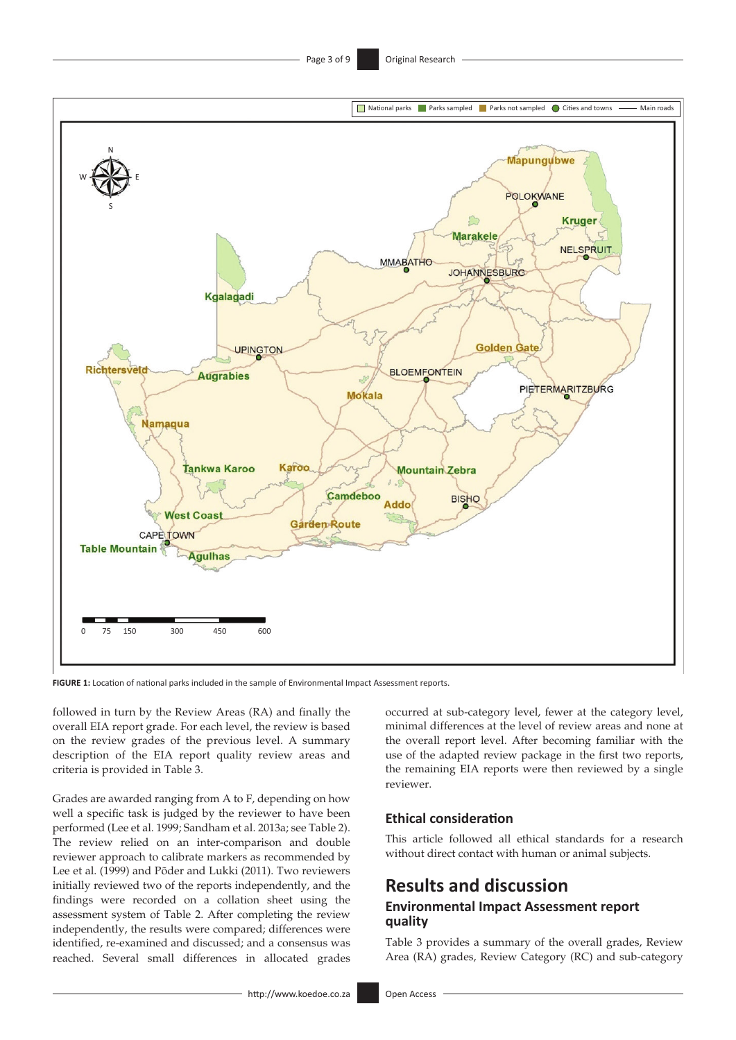**FIGURE 1:** Location of national parks included in the sample of Environmental Impact Assessment reports.

followed in turn by the Review Areas (RA) and finally the overall EIA report grade. For each level, the review is based on the review grades of the previous level. A summary description of the EIA report quality review areas and criteria is provided in Table 3.

Grades are awarded ranging from A to F, depending on how well a specific task is judged by the reviewer to have been performed (Lee et al. 1999; Sandham et al. 2013a; see Table 2). The review relied on an inter-comparison and double reviewer approach to calibrate markers as recommended by Lee et al. (1999) and Põder and Lukki (2011). Two reviewers initially reviewed two of the reports independently, and the findings were recorded on a collation sheet using the assessment system of Table 2. After completing the review independently, the results were compared; differences were identified, re-examined and discussed; and a consensus was reached. Several small differences in allocated grades occurred at sub-category level, fewer at the category level, minimal differences at the level of review areas and none at the overall report level. After becoming familiar with the use of the adapted review package in the first two reports, the remaining EIA reports were then reviewed by a single reviewer.

### Ethical consideration

This article followed all ethical standards for a research without direct contact with human or animal subjects.

## Results and discussion

### Environmental Impact Assessment report quality

Table 3 provides a summary of the overall grades, Review Area (RA) grades, Review Category (RC) and sub-category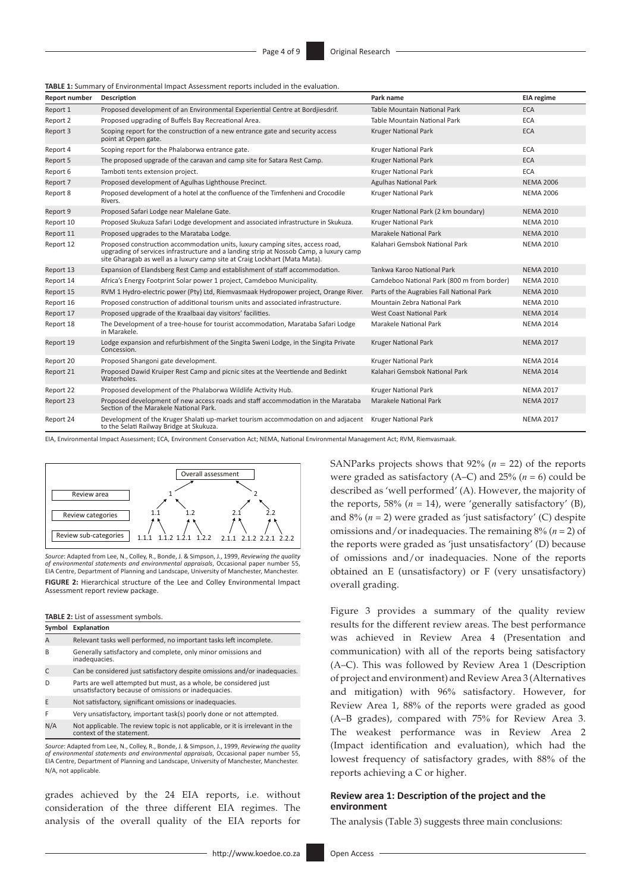**TABLE 1:** Summary of Environmental Impact Assessment reports included in the evaluation.

| Report number | Description | Park name | EIA regime |
|---|---|---|---|
| Report 1 | Proposed development of an Environmental Experiential Centre at Bordjiesdrif. | Table Mountain National Park | ECA |
| Report 2 | Proposed upgrading of Buffels Bay Recreational Area. | Table Mountain National Park | ECA |
| Report 3 | Scoping report for the construction of a new entrance gate and security access point at Orpen gate. | Kruger National Park | ECA |
| Report 4 | Scoping report for the Phalaborwa entrance gate. | Kruger National Park | ECA |
| Report 5 | The proposed upgrade of the caravan and camp site for Satara Rest Camp. | Kruger National Park | ECA |
| Report 6 | Tamboti tents extension project. | Kruger National Park | ECA |
| Report 7 | Proposed development of Agulhas Lighthouse Precinct. | Agulhas National Park | NEMA 2006 |
| Report 8 | Proposed development of a hotel at the confluence of the Timfenheni and Crocodile Rivers. | Kruger National Park | NEMA 2006 |
| Report 9 | Proposed Safari Lodge near Malelane Gate. | Kruger National Park (2 km boundary) | NEMA 2010 |
| Report 10 | Proposed Skukuza Safari Lodge development and associated infrastructure in Skukuza. | Kruger National Park | NEMA 2010 |
| Report 11 | Proposed upgrades to the Marataba Lodge. | Marakele National Park | NEMA 2010 |
| Report 12 | Proposed construction accommodation units, luxury camping sites, access road, upgrading of services infrastructure and a landing strip at Nossob Camp, a luxury camp site Gharagab as well as a luxury camp site at Craig Lockhart (Mata Mata). | Kalahari Gemsbok National Park | NEMA 2010 |
| Report 13 | Expansion of Elandsberg Rest Camp and establishment of staff accommodation. | Tankwa Karoo National Park | NEMA 2010 |
| Report 14 | Africa's Energy Footprint Solar power 1 project, Camdeboo Municipality. | Camdeboo National Park (800 m from border) | NEMA 2010 |
| Report 15 | RVM 1 Hydro-electric power (Pty) Ltd, Riemvasmaak Hydropower project, Orange River. | Parts of the Augrabies Fall National Park | NEMA 2010 |
| Report 16 | Proposed construction of additional tourism units and associated infrastructure. | Mountain Zebra National Park | NEMA 2010 |
| Report 17 | Proposed upgrade of the Kraalbaai day visitors' facilities. | West Coast National Park | NEMA 2014 |
| Report 18 | The Development of a tree-house for tourist accommodation, Marataba Safari Lodge in Marakele. | Marakele National Park | NEMA 2014 |
| Report 19 | Lodge expansion and refurbishment of the Singita Sweni Lodge, in the Singita Private Concession. | Kruger National Park | NEMA 2017 |
| Report 20 | Proposed Shangoni gate development. | Kruger National Park | NEMA 2014 |
| Report 21 | Proposed Dawid Kruiper Rest Camp and picnic sites at the Veertiende and Bedinkt Waterholes. | Kalahari Gemsbok National Park | NEMA 2014 |
| Report 22 | Proposed development of the Phalaborwa Wildlife Activity Hub. | Kruger National Park | NEMA 2017 |
| Report 23 | Proposed development of new access roads and staff accommodation in the Marataba Section of the Marakele National Park. | Marakele National Park | NEMA 2017 |
| Report 24 | Development of the Kruger Shalati up-market tourism accommodation on and adjacent to the Selati Railway Bridge at Skukuza. | Kruger National Park | NEMA 2017 |

EIA, Environmental Impact Assessment; ECA, Environment Conservation Act; NEMA, National Environmental Management Act; RVM, Riemvasmaak.

```
                         Overall assessment
                        /                  \
Review area            1                    2
                     /   \                /   \
Review categories  1.1    1.2          2.1     2.2
                  /  \   /  \         /  \    /  \
Review sub-     1.1.1 1.1.2 1.2.1 1.2.2 2.1.1 2.1.2 2.2.1 2.2.2
categories
```

*Source*: Adapted from Lee, N., Colley, R., Bonde, J. & Simpson, J., 1999, *Reviewing the quality of environmental statements and environmental appraisals*, Occasional paper number 55, EIA Centre, Department of Planning and Landscape, University of Manchester, Manchester.

**FIGURE 2:** Hierarchical structure of the Lee and Colley Environmental Impact Assessment report review package.

**TABLE 2:** List of assessment symbols.

| Symbol | Explanation |
|---|---|
| A | Relevant tasks well performed, no important tasks left incomplete. |
| B | Generally satisfactory and complete, only minor omissions and inadequacies. |
| C | Can be considered just satisfactory despite omissions and/or inadequacies. |
| D | Parts are well attempted but must, as a whole, be considered just unsatisfactory because of omissions or inadequacies. |
| E | Not satisfactory, significant omissions or inadequacies. |
| F | Very unsatisfactory, important task(s) poorly done or not attempted. |
| N/A | Not applicable. The review topic is not applicable, or it is irrelevant in the context of the statement. |

*Source*: Adapted from Lee, N., Colley, R., Bonde, J. & Simpson, J., 1999, *Reviewing the quality of environmental statements and environmental appraisals*, Occasional paper number 55, EIA Centre, Department of Planning and Landscape, University of Manchester, Manchester.
N/A, not applicable.

grades achieved by the 24 EIA reports, i.e. without consideration of the three different EIA regimes. The analysis of the overall quality of the EIA reports for SANParks projects shows that 92% ($n$ = 22) of the reports were graded as satisfactory (A–C) and 25% ($n$ = 6) could be described as 'well performed' (A). However, the majority of the reports, 58% ($n$ = 14), were 'generally satisfactory' (B), and 8% ($n$ = 2) were graded as 'just satisfactory' (C) despite omissions and/or inadequacies. The remaining 8% ($n$ = 2) of the reports were graded as 'just unsatisfactory' (D) because of omissions and/or inadequacies. None of the reports obtained an E (unsatisfactory) or F (very unsatisfactory) overall grading.

Figure 3 provides a summary of the quality review results for the different review areas. The best performance was achieved in Review Area 4 (Presentation and communication) with all of the reports being satisfactory (A–C). This was followed by Review Area 1 (Description of project and environment) and Review Area 3 (Alternatives and mitigation) with 96% satisfactory. However, for Review Area 1, 88% of the reports were graded as good (A–B grades), compared with 75% for Review Area 3. The weakest performance was in Review Area 2 (Impact identification and evaluation), which had the lowest frequency of satisfactory grades, with 88% of the reports achieving a C or higher.

### Review area 1: Description of the project and the environment

The analysis (Table 3) suggests three main conclusions: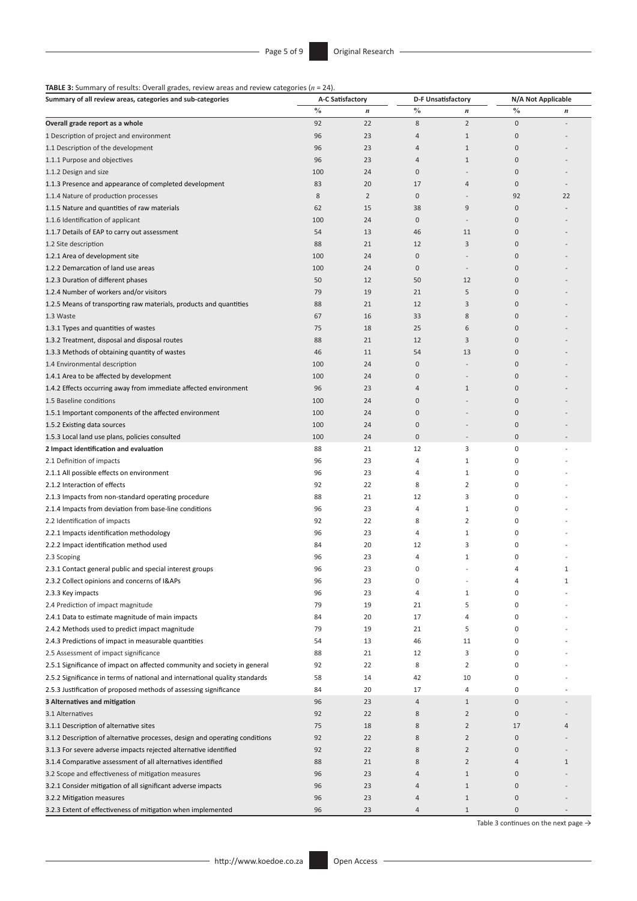**TABLE 3:** Summary of results: Overall grades, review areas and review categories (*n* = 24).

| Summary of all review areas, categories and sub-categories | A-C Satisfactory | | D-F Unsatisfactory | | N/A Not Applicable | |
|---|---|---|---|---|---|---|
| | % | *n* | % | *n* | % | *n* |
| **Overall grade report as a whole** | 92 | 22 | 8 | 2 | 0 | - |
| 1 Description of project and environment | 96 | 23 | 4 | 1 | 0 | - |
| 1.1 Description of the development | 96 | 23 | 4 | 1 | 0 | - |
| 1.1.1 Purpose and objectives | 96 | 23 | 4 | 1 | 0 | - |
| 1.1.2 Design and size | 100 | 24 | 0 | - | 0 | - |
| 1.1.3 Presence and appearance of completed development | 83 | 20 | 17 | 4 | 0 | - |
| 1.1.4 Nature of production processes | 8 | 2 | 0 | - | 92 | 22 |
| 1.1.5 Nature and quantities of raw materials | 62 | 15 | 38 | 9 | 0 | - |
| 1.1.6 Identification of applicant | 100 | 24 | 0 | - | 0 | - |
| 1.1.7 Details of EAP to carry out assessment | 54 | 13 | 46 | 11 | 0 | - |
| 1.2 Site description | 88 | 21 | 12 | 3 | 0 | - |
| 1.2.1 Area of development site | 100 | 24 | 0 | - | 0 | - |
| 1.2.2 Demarcation of land use areas | 100 | 24 | 0 | - | 0 | - |
| 1.2.3 Duration of different phases | 50 | 12 | 50 | 12 | 0 | - |
| 1.2.4 Number of workers and/or visitors | 79 | 19 | 21 | 5 | 0 | - |
| 1.2.5 Means of transporting raw materials, products and quantities | 88 | 21 | 12 | 3 | 0 | - |
| 1.3 Waste | 67 | 16 | 33 | 8 | 0 | - |
| 1.3.1 Types and quantities of wastes | 75 | 18 | 25 | 6 | 0 | - |
| 1.3.2 Treatment, disposal and disposal routes | 88 | 21 | 12 | 3 | 0 | - |
| 1.3.3 Methods of obtaining quantity of wastes | 46 | 11 | 54 | 13 | 0 | - |
| 1.4 Environmental description | 100 | 24 | 0 | - | 0 | - |
| 1.4.1 Area to be affected by development | 100 | 24 | 0 | - | 0 | - |
| 1.4.2 Effects occurring away from immediate affected environment | 96 | 23 | 4 | 1 | 0 | - |
| 1.5 Baseline conditions | 100 | 24 | 0 | - | 0 | - |
| 1.5.1 Important components of the affected environment | 100 | 24 | 0 | - | 0 | - |
| 1.5.2 Existing data sources | 100 | 24 | 0 | - | 0 | - |
| 1.5.3 Local land use plans, policies consulted | 100 | 24 | 0 | - | 0 | - |
| **2 Impact identification and evaluation** | 88 | 21 | 12 | 3 | 0 | - |
| 2.1 Definition of impacts | 96 | 23 | 4 | 1 | 0 | - |
| 2.1.1 All possible effects on environment | 96 | 23 | 4 | 1 | 0 | - |
| 2.1.2 Interaction of effects | 92 | 22 | 8 | 2 | 0 | - |
| 2.1.3 Impacts from non-standard operating procedure | 88 | 21 | 12 | 3 | 0 | - |
| 2.1.4 Impacts from deviation from base-line conditions | 96 | 23 | 4 | 1 | 0 | - |
| 2.2 Identification of impacts | 92 | 22 | 8 | 2 | 0 | - |
| 2.2.1 Impacts identification methodology | 96 | 23 | 4 | 1 | 0 | - |
| 2.2.2 Impact identification method used | 84 | 20 | 12 | 3 | 0 | - |
| 2.3 Scoping | 96 | 23 | 4 | 1 | 0 | - |
| 2.3.1 Contact general public and special interest groups | 96 | 23 | 0 | - | 4 | 1 |
| 2.3.2 Collect opinions and concerns of I&APs | 96 | 23 | 0 | - | 4 | 1 |
| 2.3.3 Key impacts | 96 | 23 | 4 | 1 | 0 | - |
| 2.4 Prediction of impact magnitude | 79 | 19 | 21 | 5 | 0 | - |
| 2.4.1 Data to estimate magnitude of main impacts | 84 | 20 | 17 | 4 | 0 | - |
| 2.4.2 Methods used to predict impact magnitude | 79 | 19 | 21 | 5 | 0 | - |
| 2.4.3 Predictions of impact in measurable quantities | 54 | 13 | 46 | 11 | 0 | - |
| 2.5 Assessment of impact significance | 88 | 21 | 12 | 3 | 0 | - |
| 2.5.1 Significance of impact on affected community and society in general | 92 | 22 | 8 | 2 | 0 | - |
| 2.5.2 Significance in terms of national and international quality standards | 58 | 14 | 42 | 10 | 0 | - |
| 2.5.3 Justification of proposed methods of assessing significance | 84 | 20 | 17 | 4 | 0 | - |
| **3 Alternatives and mitigation** | 96 | 23 | 4 | 1 | 0 | - |
| 3.1 Alternatives | 92 | 22 | 8 | 2 | 0 | - |
| 3.1.1 Description of alternative sites | 75 | 18 | 8 | 2 | 17 | 4 |
| 3.1.2 Description of alternative processes, design and operating conditions | 92 | 22 | 8 | 2 | 0 | - |
| 3.1.3 For severe adverse impacts rejected alternative identified | 92 | 22 | 8 | 2 | 0 | - |
| 3.1.4 Comparative assessment of all alternatives identified | 88 | 21 | 8 | 2 | 4 | 1 |
| 3.2 Scope and effectiveness of mitigation measures | 96 | 23 | 4 | 1 | 0 | - |
| 3.2.1 Consider mitigation of all significant adverse impacts | 96 | 23 | 4 | 1 | 0 | - |
| 3.2.2 Mitigation measures | 96 | 23 | 4 | 1 | 0 | - |
| 3.2.3 Extent of effectiveness of mitigation when implemented | 96 | 23 | 4 | 1 | 0 | - |

Table 3 continues on the next page →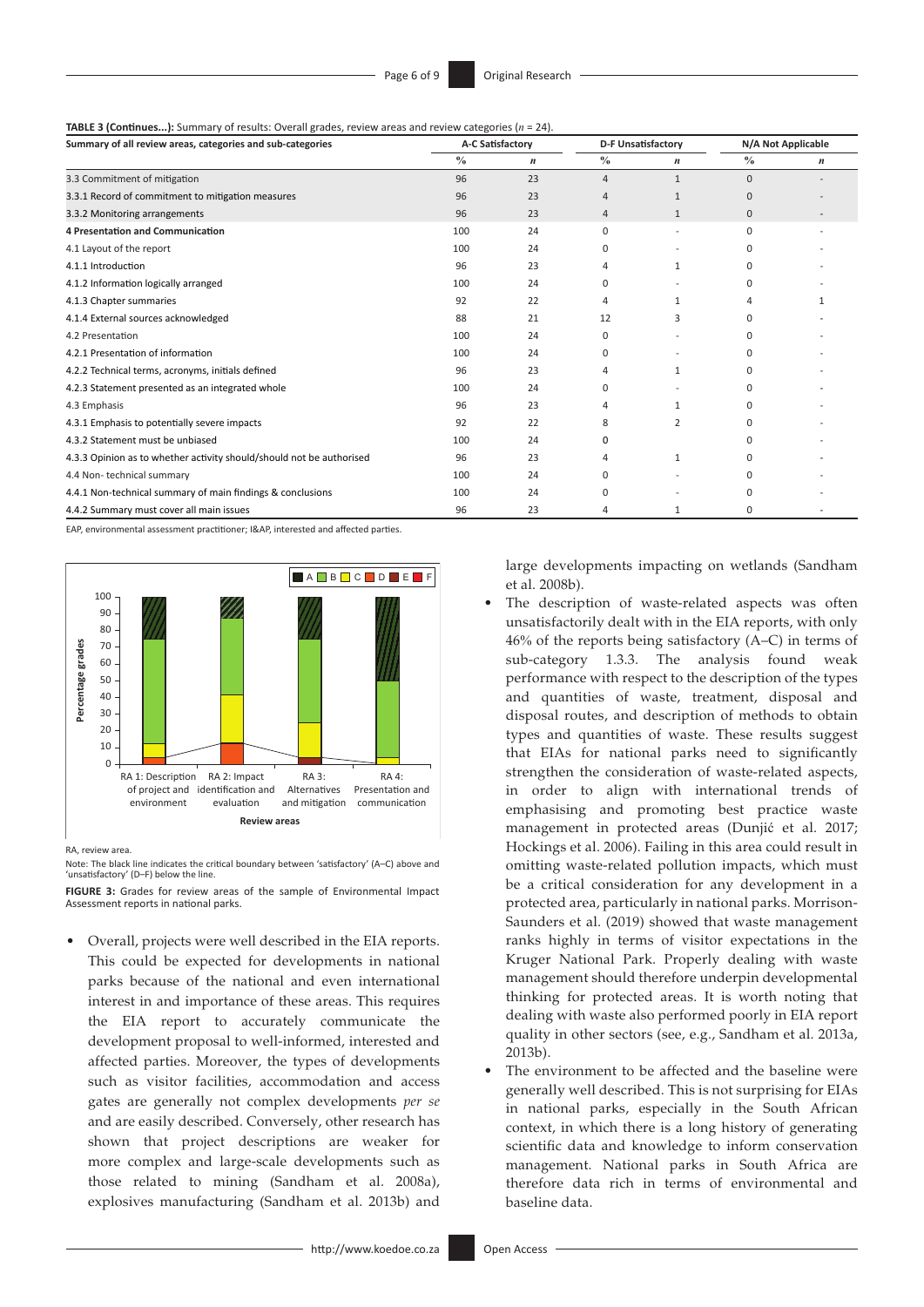**TABLE 3 (Continues...):** Summary of results: Overall grades, review areas and review categories ($n$ = 24).

| Summary of all review areas, categories and sub-categories | A-C Satisfactory | | D-F Unsatisfactory | | N/A Not Applicable | |
|---|---|---|---|---|---|---|
| | % | *n* | % | *n* | % | *n* |
| 3.3 Commitment of mitigation | 96 | 23 | 4 | 1 | 0 | - |
| 3.3.1 Record of commitment to mitigation measures | 96 | 23 | 4 | 1 | 0 | - |
| 3.3.2 Monitoring arrangements | 96 | 23 | 4 | 1 | 0 | - |
| **4 Presentation and Communication** | 100 | 24 | 0 | - | 0 | - |
| 4.1 Layout of the report | 100 | 24 | 0 | - | 0 | - |
| 4.1.1 Introduction | 96 | 23 | 4 | 1 | 0 | - |
| 4.1.2 Information logically arranged | 100 | 24 | 0 | - | 0 | - |
| 4.1.3 Chapter summaries | 92 | 22 | 4 | 1 | 4 | 1 |
| 4.1.4 External sources acknowledged | 88 | 21 | 12 | 3 | 0 | - |
| 4.2 Presentation | 100 | 24 | 0 | - | 0 | - |
| 4.2.1 Presentation of information | 100 | 24 | 0 | - | 0 | - |
| 4.2.2 Technical terms, acronyms, initials defined | 96 | 23 | 4 | 1 | 0 | - |
| 4.2.3 Statement presented as an integrated whole | 100 | 24 | 0 | - | 0 | - |
| 4.3 Emphasis | 96 | 23 | 4 | 1 | 0 | - |
| 4.3.1 Emphasis to potentially severe impacts | 92 | 22 | 8 | 2 | 0 | - |
| 4.3.2 Statement must be unbiased | 100 | 24 | 0 | | 0 | - |
| 4.3.3 Opinion as to whether activity should/should not be authorised | 96 | 23 | 4 | 1 | 0 | - |
| 4.4 Non- technical summary | 100 | 24 | 0 | - | 0 | - |
| 4.4.1 Non-technical summary of main findings & conclusions | 100 | 24 | 0 | - | 0 | - |
| 4.4.2 Summary must cover all main issues | 96 | 23 | 4 | 1 | 0 | - |

EAP, environmental assessment practitioner; I&AP, interested and affected parties.

RA, review area.

Note: The black line indicates the critical boundary between 'satisfactory' (A–C) above and 'unsatisfactory' (D–F) below the line.

**FIGURE 3:** Grades for review areas of the sample of Environmental Impact Assessment reports in national parks.

- Overall, projects were well described in the EIA reports. This could be expected for developments in national parks because of the national and even international interest in and importance of these areas. This requires the EIA report to accurately communicate the development proposal to well-informed, interested and affected parties. Moreover, the types of developments such as visitor facilities, accommodation and access gates are generally not complex developments *per se* and are easily described. Conversely, other research has shown that project descriptions are weaker for more complex and large-scale developments such as those related to mining (Sandham et al. 2008a), explosives manufacturing (Sandham et al. 2013b) and large developments impacting on wetlands (Sandham et al. 2008b).
- The description of waste-related aspects was often unsatisfactorily dealt with in the EIA reports, with only 46% of the reports being satisfactory (A–C) in terms of sub-category 1.3.3. The analysis found weak performance with respect to the description of the types and quantities of waste, treatment, disposal and disposal routes, and description of methods to obtain types and quantities of waste. These results suggest that EIAs for national parks need to significantly strengthen the consideration of waste-related aspects, in order to align with international trends of emphasising and promoting best practice waste management in protected areas (Dunjić et al. 2017; Hockings et al. 2006). Failing in this area could result in omitting waste-related pollution impacts, which must be a critical consideration for any development in a protected area, particularly in national parks. Morrison-Saunders et al. (2019) showed that waste management ranks highly in terms of visitor expectations in the Kruger National Park. Properly dealing with waste management should therefore underpin developmental thinking for protected areas. It is worth noting that dealing with waste also performed poorly in EIA report quality in other sectors (see, e.g., Sandham et al. 2013a, 2013b).
- The environment to be affected and the baseline were generally well described. This is not surprising for EIAs in national parks, especially in the South African context, in which there is a long history of generating scientific data and knowledge to inform conservation management. National parks in South Africa are therefore data rich in terms of environmental and baseline data.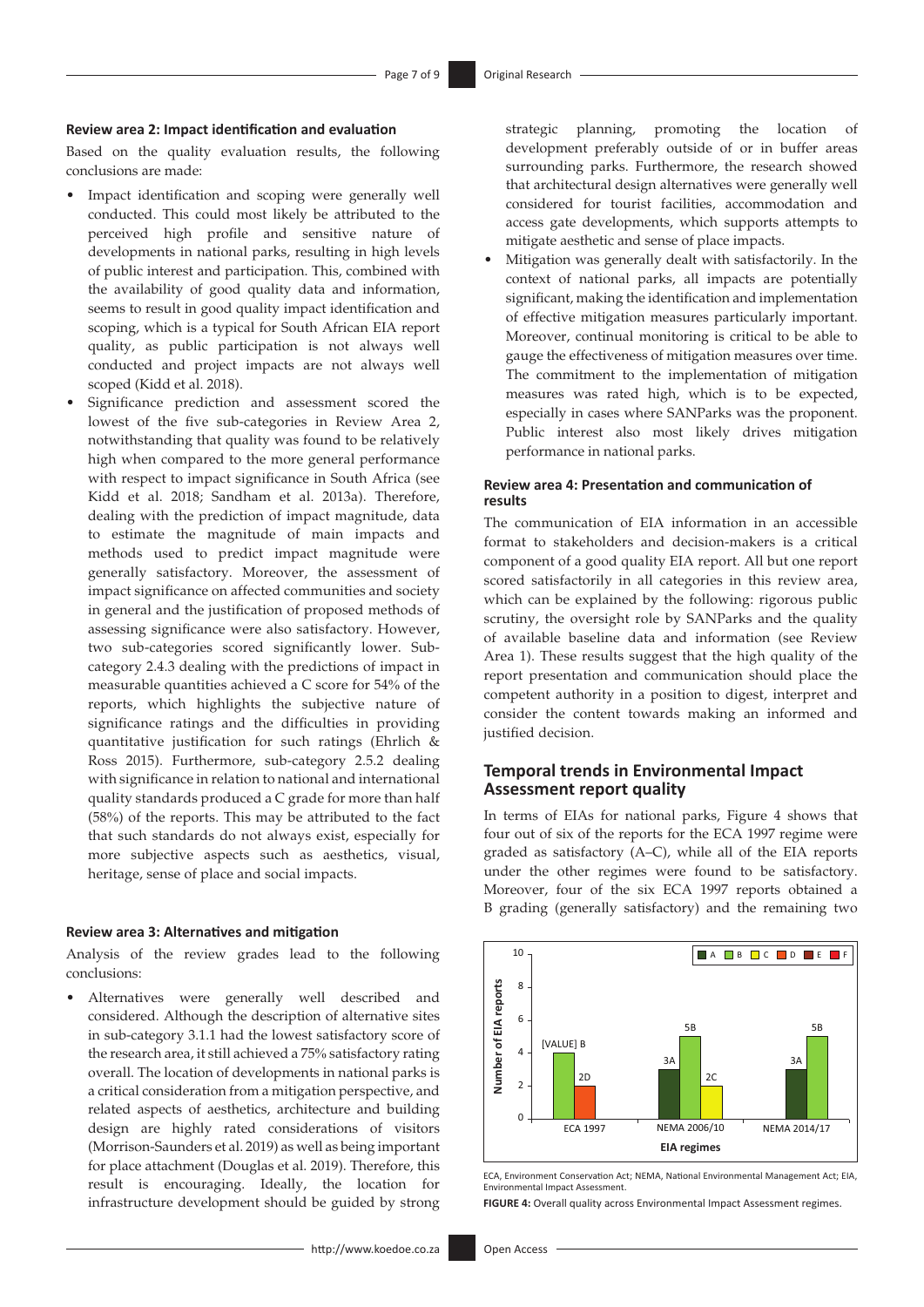#### Review area 2: Impact identification and evaluation

Based on the quality evaluation results, the following conclusions are made:

- Impact identification and scoping were generally well conducted. This could most likely be attributed to the perceived high profile and sensitive nature of developments in national parks, resulting in high levels of public interest and participation. This, combined with the availability of good quality data and information, seems to result in good quality impact identification and scoping, which is a typical for South African EIA report quality, as public participation is not always well conducted and project impacts are not always well scoped (Kidd et al. 2018).
- Significance prediction and assessment scored the lowest of the five sub-categories in Review Area 2, notwithstanding that quality was found to be relatively high when compared to the more general performance with respect to impact significance in South Africa (see Kidd et al. 2018; Sandham et al. 2013a). Therefore, dealing with the prediction of impact magnitude, data to estimate the magnitude of main impacts and methods used to predict impact magnitude were generally satisfactory. Moreover, the assessment of impact significance on affected communities and society in general and the justification of proposed methods of assessing significance were also satisfactory. However, two sub-categories scored significantly lower. Sub-category 2.4.3 dealing with the predictions of impact in measurable quantities achieved a C score for 54% of the reports, which highlights the subjective nature of significance ratings and the difficulties in providing quantitative justification for such ratings (Ehrlich & Ross 2015). Furthermore, sub-category 2.5.2 dealing with significance in relation to national and international quality standards produced a C grade for more than half (58%) of the reports. This may be attributed to the fact that such standards do not always exist, especially for more subjective aspects such as aesthetics, visual, heritage, sense of place and social impacts.

#### Review area 3: Alternatives and mitigation

Analysis of the review grades lead to the following conclusions:

- Alternatives were generally well described and considered. Although the description of alternative sites in sub-category 3.1.1 had the lowest satisfactory score of the research area, it still achieved a 75% satisfactory rating overall. The location of developments in national parks is a critical consideration from a mitigation perspective, and related aspects of aesthetics, architecture and building design are highly rated considerations of visitors (Morrison-Saunders et al. 2019) as well as being important for place attachment (Douglas et al. 2019). Therefore, this result is encouraging. Ideally, the location for infrastructure development should be guided by strong strategic planning, promoting the location of development preferably outside of or in buffer areas surrounding parks. Furthermore, the research showed that architectural design alternatives were generally well considered for tourist facilities, accommodation and access gate developments, which supports attempts to mitigate aesthetic and sense of place impacts.
- Mitigation was generally dealt with satisfactorily. In the context of national parks, all impacts are potentially significant, making the identification and implementation of effective mitigation measures particularly important. Moreover, continual monitoring is critical to be able to gauge the effectiveness of mitigation measures over time. The commitment to the implementation of mitigation measures was rated high, which is to be expected, especially in cases where SANParks was the proponent. Public interest also most likely drives mitigation performance in national parks.

#### Review area 4: Presentation and communication of results

The communication of EIA information in an accessible format to stakeholders and decision-makers is a critical component of a good quality EIA report. All but one report scored satisfactorily in all categories in this review area, which can be explained by the following: rigorous public scrutiny, the oversight role by SANParks and the quality of available baseline data and information (see Review Area 1). These results suggest that the high quality of the report presentation and communication should place the competent authority in a position to digest, interpret and consider the content towards making an informed and justified decision.

### Temporal trends in Environmental Impact Assessment report quality

In terms of EIAs for national parks, Figure 4 shows that four out of six of the reports for the ECA 1997 regime were graded as satisfactory (A–C), while all of the EIA reports under the other regimes were found to be satisfactory. Moreover, four of the six ECA 1997 reports obtained a B grading (generally satisfactory) and the remaining two

ECA, Environment Conservation Act; NEMA, National Environmental Management Act; EIA, Environmental Impact Assessment.

**FIGURE 4:** Overall quality across Environmental Impact Assessment regimes.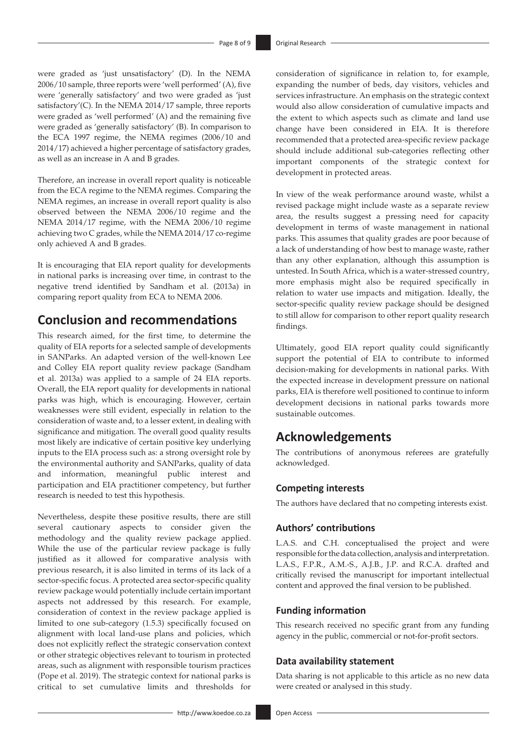were graded as 'just unsatisfactory' (D). In the NEMA 2006/10 sample, three reports were 'well performed' (A), five were 'generally satisfactory' and two were graded as 'just satisfactory'(C). In the NEMA 2014/17 sample, three reports were graded as 'well performed' (A) and the remaining five were graded as 'generally satisfactory' (B). In comparison to the ECA 1997 regime, the NEMA regimes (2006/10 and 2014/17) achieved a higher percentage of satisfactory grades, as well as an increase in A and B grades.

Therefore, an increase in overall report quality is noticeable from the ECA regime to the NEMA regimes. Comparing the NEMA regimes, an increase in overall report quality is also observed between the NEMA 2006/10 regime and the NEMA 2014/17 regime, with the NEMA 2006/10 regime achieving two C grades, while the NEMA 2014/17 co-regime only achieved A and B grades.

It is encouraging that EIA report quality for developments in national parks is increasing over time, in contrast to the negative trend identified by Sandham et al. (2013a) in comparing report quality from ECA to NEMA 2006.

## Conclusion and recommendations

This research aimed, for the first time, to determine the quality of EIA reports for a selected sample of developments in SANParks. An adapted version of the well-known Lee and Colley EIA report quality review package (Sandham et al. 2013a) was applied to a sample of 24 EIA reports. Overall, the EIA report quality for developments in national parks was high, which is encouraging. However, certain weaknesses were still evident, especially in relation to the consideration of waste and, to a lesser extent, in dealing with significance and mitigation. The overall good quality results most likely are indicative of certain positive key underlying inputs to the EIA process such as: a strong oversight role by the environmental authority and SANParks, quality of data and information, meaningful public interest and participation and EIA practitioner competency, but further research is needed to test this hypothesis.

Nevertheless, despite these positive results, there are still several cautionary aspects to consider given the methodology and the quality review package applied. While the use of the particular review package is fully justified as it allowed for comparative analysis with previous research, it is also limited in terms of its lack of a sector-specific focus. A protected area sector-specific quality review package would potentially include certain important aspects not addressed by this research. For example, consideration of context in the review package applied is limited to one sub-category (1.5.3) specifically focused on alignment with local land-use plans and policies, which does not explicitly reflect the strategic conservation context or other strategic objectives relevant to tourism in protected areas, such as alignment with responsible tourism practices (Pope et al. 2019). The strategic context for national parks is critical to set cumulative limits and thresholds for consideration of significance in relation to, for example, expanding the number of beds, day visitors, vehicles and services infrastructure. An emphasis on the strategic context would also allow consideration of cumulative impacts and the extent to which aspects such as climate and land use change have been considered in EIA. It is therefore recommended that a protected area-specific review package should include additional sub-categories reflecting other important components of the strategic context for development in protected areas.

In view of the weak performance around waste, whilst a revised package might include waste as a separate review area, the results suggest a pressing need for capacity development in terms of waste management in national parks. This assumes that quality grades are poor because of a lack of understanding of how best to manage waste, rather than any other explanation, although this assumption is untested. In South Africa, which is a water-stressed country, more emphasis might also be required specifically in relation to water use impacts and mitigation. Ideally, the sector-specific quality review package should be designed to still allow for comparison to other report quality research findings.

Ultimately, good EIA report quality could significantly support the potential of EIA to contribute to informed decision-making for developments in national parks. With the expected increase in development pressure on national parks, EIA is therefore well positioned to continue to inform development decisions in national parks towards more sustainable outcomes.

## Acknowledgements

The contributions of anonymous referees are gratefully acknowledged.

### Competing interests

The authors have declared that no competing interests exist.

### Authors' contributions

L.A.S. and C.H. conceptualised the project and were responsible for the data collection, analysis and interpretation. L.A.S., F.P.R., A.M.-S., A.J.B., J.P. and R.C.A. drafted and critically revised the manuscript for important intellectual content and approved the final version to be published.

### Funding information

This research received no specific grant from any funding agency in the public, commercial or not-for-profit sectors.

### Data availability statement

Data sharing is not applicable to this article as no new data were created or analysed in this study.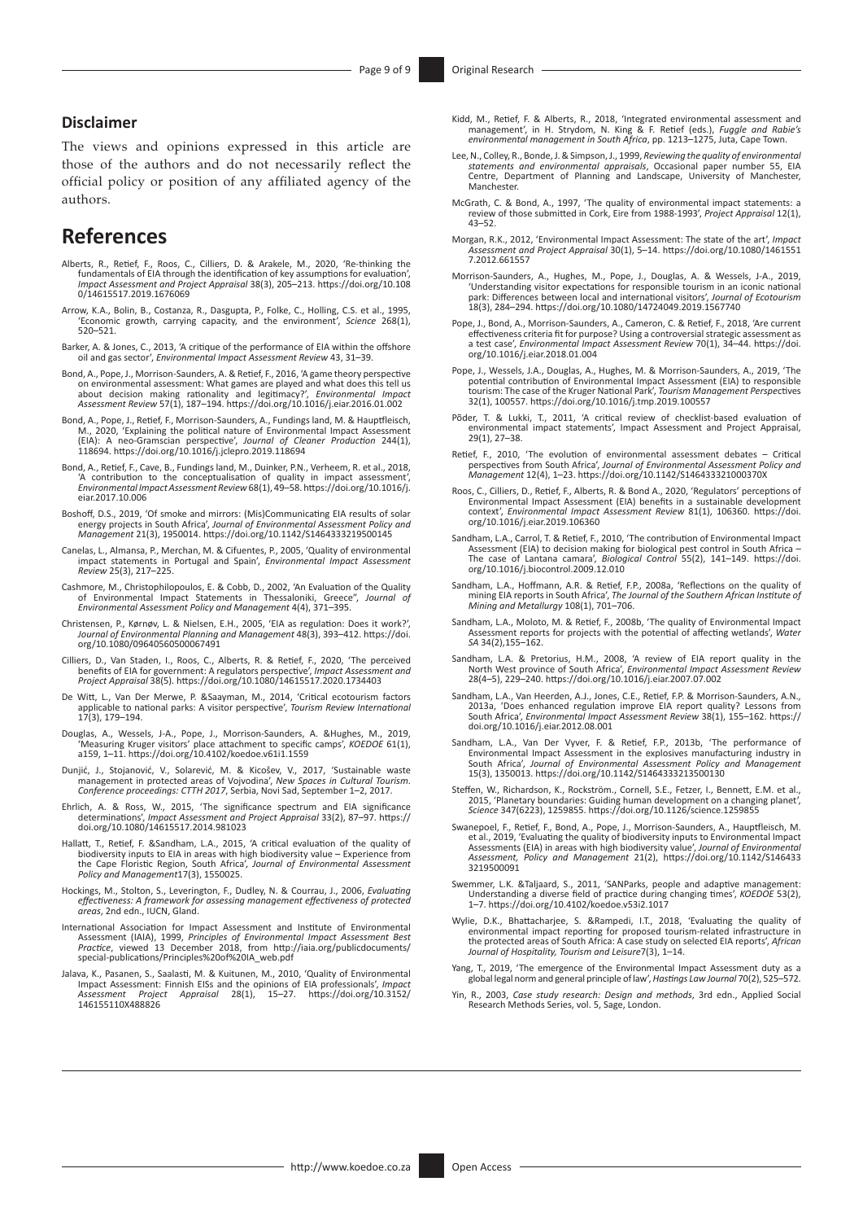## Disclaimer

The views and opinions expressed in this article are those of the authors and do not necessarily reflect the official policy or position of any affiliated agency of the authors.

# References

Alberts, R., Retief, F., Roos, C., Cilliers, D. & Arakele, M., 2020, 'Re-thinking the fundamentals of EIA through the identification of key assumptions for evaluation', *Impact Assessment and Project Appraisal* 38(3), 205–213. https://doi.org/10.1080/14615517.2019.1676069

Arrow, K.A., Bolin, B., Costanza, R., Dasgupta, P., Folke, C., Holling, C.S. et al., 1995, 'Economic growth, carrying capacity, and the environment', *Science* 268(1), 520–521.

Barker, A. & Jones, C., 2013, 'A critique of the performance of EIA within the offshore oil and gas sector', *Environmental Impact Assessment Review* 43, 31–39.

Bond, A., Pope, J., Morrison-Saunders, A. & Retief, F., 2016, 'A game theory perspective on environmental assessment: What games are played and what does this tell us about decision making rationality and legitimacy?', *Environmental Impact Assessment Review* 57(1), 187–194. https://doi.org/10.1016/j.eiar.2016.01.002

Bond, A., Pope, J., Retief, F., Morrison-Saunders, A., Fundingsland, M. & Hauptfleisch, M., 2020, 'Explaining the political nature of Environmental Impact Assessment (EIA): A neo-Gramscian perspective', *Journal of Cleaner Production* 244(1), 118694. https://doi.org/10.1016/j.jclepro.2019.118694

Bond, A., Retief, F., Cave, B., Fundingsland, M., Duinker, P.N., Verheem, R. et al., 2018, 'A contribution to the conceptualisation of quality in impact assessment', *Environmental Impact Assessment Review* 68(1), 49–58. https://doi.org/10.1016/j.eiar.2017.10.006

Boshoff, D.S., 2019, 'Of smoke and mirrors: (Mis)Communicating EIA results of solar energy projects in South Africa', *Journal of Environmental Assessment Policy and Management* 21(3), 1950014. https://doi.org/10.1142/S1464333219500145

Canelas, L., Almansa, P., Merchan, M. & Cifuentes, P., 2005, 'Quality of environmental impact statements in Portugal and Spain', *Environmental Impact Assessment Review* 25(3), 217–225.

Cashmore, M., Christophilopoulos, E. & Cobb, D., 2002, 'An Evaluation of the Quality of Environmental Impact Statements in Thessaloniki, Greece", *Journal of Environmental Assessment Policy and Management* 4(4), 371–395.

Christensen, P., Kørnøv, L. & Nielsen, E.H., 2005, 'EIA as regulation: Does it work?', *Journal of Environmental Planning and Management* 48(3), 393–412. https://doi.org/10.1080/09640560500067491

Cilliers, D., Van Staden, I., Roos, C., Alberts, R. & Retief, F., 2020, 'The perceived benefits of EIA for government: A regulators perspective', *Impact Assessment and Project Appraisal* 38(5). https://doi.org/10.1080/14615517.2020.1734403

De Witt, L., Van Der Merwe, P. &Saayman, M., 2014, 'Critical ecotourism factors applicable to national parks: A visitor perspective', *Tourism Review International* 17(3), 179–194.

Douglas, A., Wessels, J-A., Pope, J., Morrison-Saunders, A. &Hughes, M., 2019, 'Measuring Kruger visitors' place attachment to specific camps', *KOEDOE* 61(1), a159, 1–11. https://doi.org/10.4102/koedoe.v61i1.1559

Dunjić, J., Stojanović, V., Solarević, M. & Kicošev, V., 2017, 'Sustainable waste management in protected areas of Vojvodina', *New Spaces in Cultural Tourism. Conference proceedings: CTTH 2017*, Serbia, Novi Sad, September 1–2, 2017.

Ehrlich, A. & Ross, W., 2015, 'The significance spectrum and EIA significance determinations', *Impact Assessment and Project Appraisal* 33(2), 87–97. https://doi.org/10.1080/14615517.2014.981023

Hallatt, T., Retief, F. &Sandham, L.A., 2015, 'A critical evaluation of the quality of biodiversity inputs to EIA in areas with high biodiversity value – Experience from the Cape Floristic Region, South Africa', *Journal of Environmental Assessment Policy and Management*17(3), 1550025.

Hockings, M., Stolton, S., Leverington, F., Dudley, N. & Courrau, J., 2006, *Evaluating effectiveness: A framework for assessing management effectiveness of protected areas*, 2nd edn., IUCN, Gland.

International Association for Impact Assessment and Institute of Environmental Assessment (IAIA), 1999, *Principles of Environmental Impact Assessment Best Practice*, viewed 13 December 2018, from http://iaia.org/publicdocuments/special-publications/Principles%20of%20IA_web.pdf

Jalava, K., Pasanen, S., Saalasti, M. & Kuitunen, M., 2010, 'Quality of Environmental Impact Assessment: Finnish EISs and the opinions of EIA professionals', *Impact Assessment Project Appraisal* 28(1), 15–27. https://doi.org/10.3152/146155110X488826

Kidd, M., Retief, F. & Alberts, R., 2018, 'Integrated environmental assessment and management', in H. Strydom, N. King & F. Retief (eds.), *Fuggle and Rabie's environmental management in South Africa*, pp. 1213–1275, Juta, Cape Town.

Lee, N., Colley, R., Bonde, J. & Simpson, J., 1999, *Reviewing the quality of environmental statements and environmental appraisals*, Occasional paper number 55, EIA Centre, Department of Planning and Landscape, University of Manchester, Manchester.

McGrath, C. & Bond, A., 1997, 'The quality of environmental impact statements: a review of those submitted in Cork, Eire from 1988-1993', *Project Appraisal* 12(1), 43–52.

Morgan, R.K., 2012, 'Environmental Impact Assessment: The state of the art', *Impact Assessment and Project Appraisal* 30(1), 5–14. https://doi.org/10.1080/14615517.2012.661557

Morrison-Saunders, A., Hughes, M., Pope, J., Douglas, A. & Wessels, J-A., 2019, 'Understanding visitor expectations for responsible tourism in an iconic national park: Differences between local and international visitors', *Journal of Ecotourism* 18(3), 284–294. https://doi.org/10.1080/14724049.2019.1567740

Pope, J., Bond, A., Morrison-Saunders, A., Cameron, C. & Retief, F., 2018, 'Are current effectiveness criteria fit for purpose? Using a controversial strategic assessment as a test case', *Environmental Impact Assessment Review* 70(1), 34–44. https://doi.org/10.1016/j.eiar.2018.01.004

Pope, J., Wessels, J.A., Douglas, A., Hughes, M. & Morrison-Saunders, A., 2019, 'The potential contribution of Environmental Impact Assessment (EIA) to responsible tourism: The case of the Kruger National Park', *Tourism Management Perspectives* 32(1), 100557. https://doi.org/10.1016/j.tmp.2019.100557

Põder, T. & Lukki, T., 2011, 'A critical review of checklist-based evaluation of environmental impact statements', Impact Assessment and Project Appraisal, 29(1), 27–38.

Retief, F., 2010, 'The evolution of environmental assessment debates – Critical perspectives from South Africa', *Journal of Environmental Assessment Policy and Management* 12(4), 1–23. https://doi.org/10.1142/S146433321000370X

Roos, C., Cilliers, D., Retief, F., Alberts, R. & Bond A., 2020, 'Regulators' perceptions of Environmental Impact Assessment (EIA) benefits in a sustainable development context', *Environmental Impact Assessment Review* 81(1), 106360. https://doi.org/10.1016/j.eiar.2019.106360

Sandham, L.A., Carrol, T. & Retief, F., 2010, 'The contribution of Environmental Impact Assessment (EIA) to decision making for biological pest control in South Africa – The case of Lantana camara', *Biological Control* 55(2), 141–149. https://doi.org/10.1016/j.biocontrol.2009.12.010

Sandham, L.A., Hoffmann, A.R. & Retief, F.P., 2008a, 'Reflections on the quality of mining EIA reports in South Africa', *The Journal of the Southern African Institute of Mining and Metallurgy* 108(1), 701–706.

Sandham, L.A., Moloto, M. & Retief, F., 2008b, 'The quality of Environmental Impact Assessment reports for projects with the potential of affecting wetlands', *Water SA* 34(2),155–162.

Sandham, L.A. & Pretorius, H.M., 2008, 'A review of EIA report quality in the North West province of South Africa', *Environmental Impact Assessment Review* 28(4–5), 229–240. https://doi.org/10.1016/j.eiar.2007.07.002

Sandham, L.A., Van Heerden, A.J., Jones, C.E., Retief, F.P. & Morrison-Saunders, A.N., 2013a, 'Does enhanced regulation improve EIA report quality? Lessons from South Africa', *Environmental Impact Assessment Review* 38(1), 155–162. https://doi.org/10.1016/j.eiar.2012.08.001

Sandham, L.A., Van Der Vyver, F. & Retief, F.P., 2013b, 'The performance of Environmental Impact Assessment in the explosives manufacturing industry in South Africa', *Journal of Environmental Assessment Policy and Management* 15(3), 1350013. https://doi.org/10.1142/S1464333213500130

Steffen, W., Richardson, K., Rockström., Cornell, S.E., Fetzer, I., Bennett, E.M. et al., 2015, 'Planetary boundaries: Guiding human development on a changing planet', *Science* 347(6223), 1259855. https://doi.org/10.1126/science.1259855

Swanepoel, F., Retief, F., Bond, A., Pope, J., Morrison-Saunders, A., Hauptfleisch, M. et al., 2019, 'Evaluating the quality of biodiversity inputs to Environmental Impact Assessments (EIA) in areas with high biodiversity value', *Journal of Environmental Assessment, Policy and Management* 21(2), https://doi.org/10.1142/S1464333219500091

Swemmer, L.K. &Taljaard, S., 2011, 'SANParks, people and adaptive management: Understanding a diverse field of practice during changing times', *KOEDOE* 53(2), 1–7. https://doi.org/10.4102/koedoe.v53i2.1017

Wylie, D.K., Bhattacharjee, S. &Rampedi, I.T., 2018, 'Evaluating the quality of environmental impact reporting for proposed tourism-related infrastructure in the protected areas of South Africa: A case study on selected EIA reports', *African Journal of Hospitality, Tourism and Leisure*7(3), 1–14.

Yang, T., 2019, 'The emergence of the Environmental Impact Assessment duty as a global legal norm and general principle of law', *Hastings Law Journal* 70(2), 525–572.

Yin, R., 2003, *Case study research: Design and methods*, 3rd edn., Applied Social Research Methods Series, vol. 5, Sage, London.